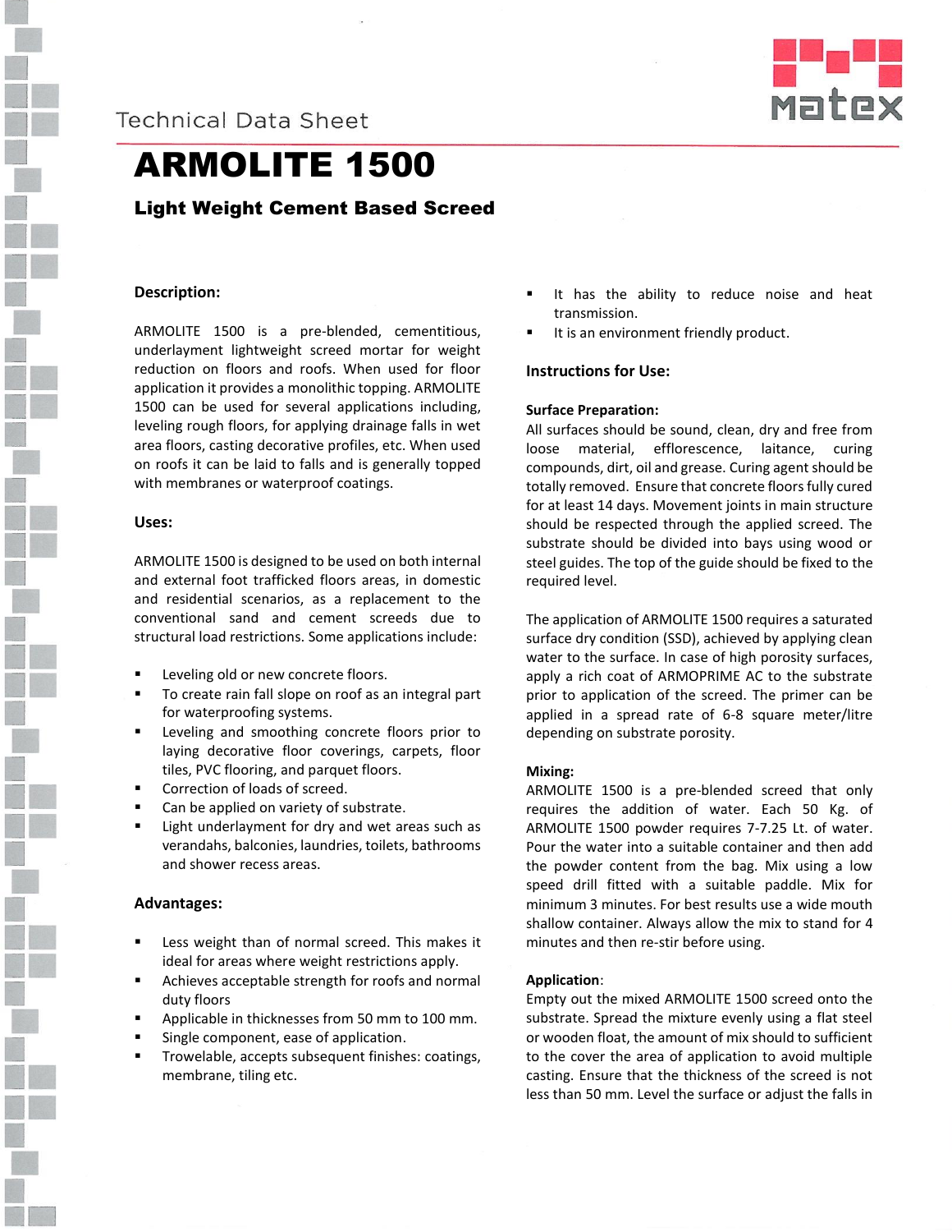Technical Data Sheet

# ARMOLITE 1500

## Light Weight Cement Based Screed

### Description:

ARMOLITE 1500 is a pre-blended, cementitious, underlayment lightweight screed mortar for weight reduction on floors and roofs. When used for floor application it provides a monolithic topping. ARMOLITE 1500 can be used for several applications including, leveling rough floors, for applying drainage falls in wet area floors, casting decorative profiles, etc. When used on roofs it can be laid to falls and is generally topped with membranes or waterproof coatings.

### Uses:

ARMOLITE 1500 is designed to be used on both internal and external foot trafficked floors areas, in domestic and residential scenarios, as a replacement to the conventional sand and cement screeds due to structural load restrictions. Some applications include:

- Leveling old or new concrete floors.
- To create rain fall slope on roof as an integral part for waterproofing systems.
- Leveling and smoothing concrete floors prior to laying decorative floor coverings, carpets, floor tiles, PVC flooring, and parquet floors.
- Correction of loads of screed.
- Can be applied on variety of substrate.
- Light underlayment for dry and wet areas such as verandahs, balconies, laundries, toilets, bathrooms and shower recess areas.

### Advantages:

- Less weight than of normal screed. This makes it ideal for areas where weight restrictions apply.
- Achieves acceptable strength for roofs and normal duty floors
- Applicable in thicknesses from 50 mm to 100 mm.
- Single component, ease of application.
- Trowelable, accepts subsequent finishes: coatings, membrane, tiling etc.
- It has the ability to reduce noise and heat transmission.
- It is an environment friendly product.

### Instructions for Use:

**Surface Preparation:**

All surfaces should be sound, clean, dry and free from loose material, efflorescence, laitance, curing compounds, dirt, oil and grease. Curing agent should be totally removed. Ensure that concrete floors fully cured for at least 14 days. Movement joints in main structure should be respected through the applied screed. The substrate should be divided into bays using wood or steel guides. The top of the guide should be fixed to the required level.

The application of ARMOLITE 1500 requires a saturated surface dry condition (SSD), achieved by applying clean water to the surface. In case of high porosity surfaces, apply a rich coat of ARMOPRIME AC to the substrate prior to application of the screed. The primer can be applied in a spread rate of 6-8 square meter/litre depending on substrate porosity.

**Mixing:**

ARMOLITE 1500 is a pre-blended screed that only requires the addition of water. Each 50 Kg. of ARMOLITE 1500 powder requires 7-7.25 Lt. of water. Pour the water into a suitable container and then add the powder content from the bag. Mix using a low speed drill fitted with a suitable paddle. Mix for minimum 3 minutes. For best results use a wide mouth shallow container. Always allow the mix to stand for 4 minutes and then re-stir before using.

**Application**:

Empty out the mixed ARMOLITE 1500 screed onto the substrate. Spread the mixture evenly using a flat steel or wooden float, the amount of mix should to sufficient to the cover the area of application to avoid multiple casting. Ensure that the thickness of the screed is not less than 50 mm. Level the surface or adjust the falls in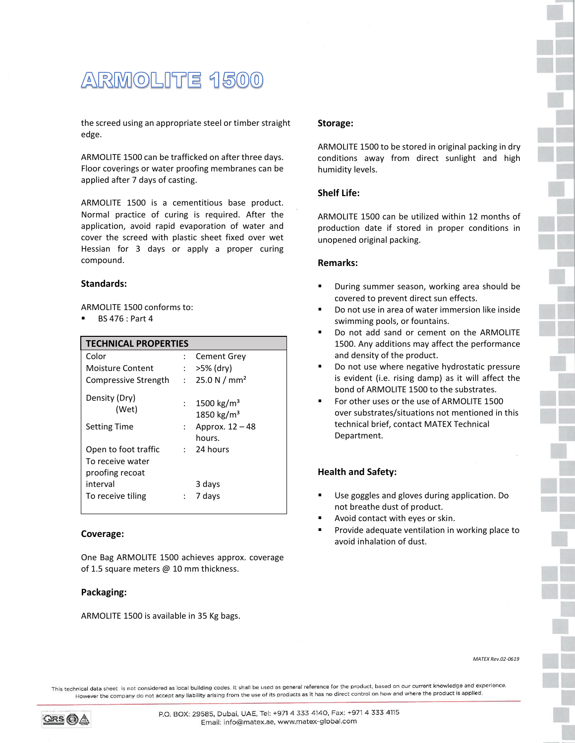# ARMOLITE 1500

the screed using an appropriate steel or timber straight edge.

ARMOLITE 1500 can be trafficked on after three days. Floor coverings or water proofing membranes can be applied after 7 days of casting.

ARMOLITE 1500 is a cementitious base product. Normal practice of curing is required. After the application, avoid rapid evaporation of water and cover the screed with plastic sheet fixed over wet Hessian for 3 days or apply a proper curing compound.

## Standards:

ARMOLITE 1500 conforms to:

- BS 476 : Part 4

| TECHNICAL PROPERTIES | | |
|---|---|---|
| Color | : | Cement Grey |
| Moisture Content | : | >5% (dry) |
| Compressive Strength | : | 25.0 N / mm² |
| Density (Dry) | : | 1500 kg/m³ |
| (Wet) | | 1850 kg/m³ |
| Setting Time | : | Approx. 12 – 48 hours. |
| Open to foot traffic | : | 24 hours |
| To receive water proofing recoat interval | | 3 days |
| To receive tiling | : | 7 days |

## Coverage:

One Bag ARMOLITE 1500 achieves approx. coverage of 1.5 square meters @ 10 mm thickness.

## Packaging:

ARMOLITE 1500 is available in 35 Kg bags.

## Storage:

ARMOLITE 1500 to be stored in original packing in dry conditions away from direct sunlight and high humidity levels.

## Shelf Life:

ARMOLITE 1500 can be utilized within 12 months of production date if stored in proper conditions in unopened original packing.

## Remarks:

- During summer season, working area should be covered to prevent direct sun effects.
- Do not use in area of water immersion like inside swimming pools, or fountains.
- Do not add sand or cement on the ARMOLITE 1500. Any additions may affect the performance and density of the product.
- Do not use where negative hydrostatic pressure is evident (i.e. rising damp) as it will affect the bond of ARMOLITE 1500 to the substrates.
- For other uses or the use of ARMOLITE 1500 over substrates/situations not mentioned in this technical brief, contact MATEX Technical Department.

## Health and Safety:

- Use goggles and gloves during application. Do not breathe dust of product.
- Avoid contact with eyes or skin.
- Provide adequate ventilation in working place to avoid inhalation of dust.

*MATEX Rev.02-0619*

This technical data sheet is not considered as local building codes. It shall be used as general reference for the product, based on our current knowledge and experience. However the company do not accept any liability arising from the use of its products as it has no direct control on how and where the product is applied.

P.O. BOX: 29585, Dubai, UAE, Tel: +971 4 333 4140, Fax: +971 4 333 4115
Email: info@matex.ae, www.matex-global.com